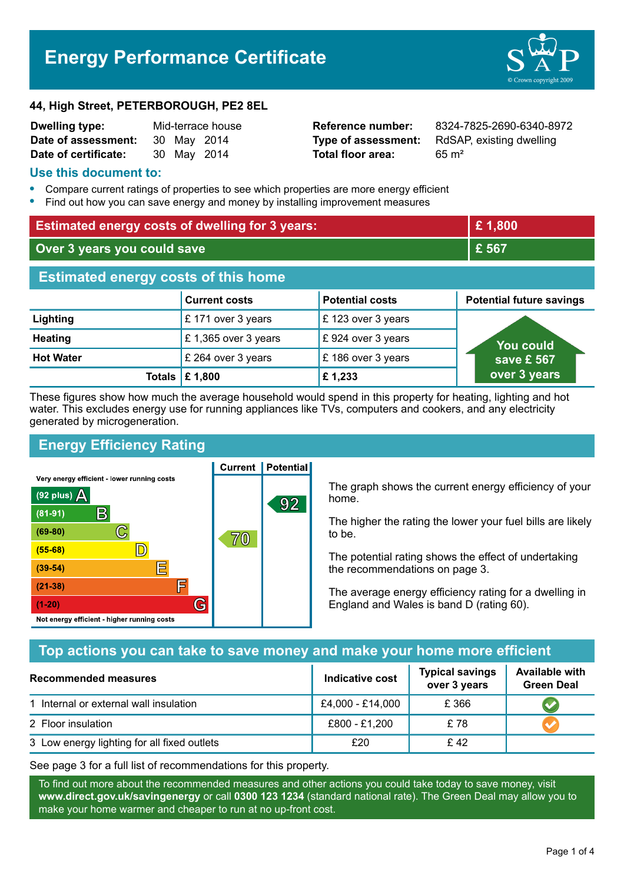# Energy Performance Certificate

**44, High Street, PETERBOROUGH, PE2 8EL**

| | | | |
|---|---|---|---|
| **Dwelling type:** | Mid-terrace house | **Reference number:** | 8324-7825-2690-6340-8972 |
| **Date of assessment:** | 30 May 2014 | **Type of assessment:** | RdSAP, existing dwelling |
| **Date of certificate:** | 30 May 2014 | **Total floor area:** | 65 m² |

## Use this document to:

- Compare current ratings of properties to see which properties are more energy efficient
- Find out how you can save energy and money by installing improvement measures

| | |
|---|---|
| **Estimated energy costs of dwelling for 3 years:** | **£ 1,800** |
| **Over 3 years you could save** | **£ 567** |

## Estimated energy costs of this home

| | Current costs | Potential costs | Potential future savings |
|---|---|---|---|
| **Lighting** | £ 171 over 3 years | £ 123 over 3 years | You could save £ 567 over 3 years |
| **Heating** | £ 1,365 over 3 years | £ 924 over 3 years | |
| **Hot Water** | £ 264 over 3 years | £ 186 over 3 years | |
| **Totals** | **£ 1,800** | **£ 1,233** | |

These figures show how much the average household would spend in this property for heating, lighting and hot water. This excludes energy use for running appliances like TVs, computers and cookers, and any electricity generated by microgeneration.

## Energy Efficiency Rating

Very energy efficient - lower running costs

| Rating | Band | Current | Potential |
|---|---|---|---|
| (92 plus) | A | | 92 |
| (81-91) | B | | |
| (69-80) | C | 70 | |
| (55-68) | D | | |
| (39-54) | E | | |
| (21-38) | F | | |
| (1-20) | G | | |

Not energy efficient - higher running costs

The graph shows the current energy efficiency of your home.

The higher the rating the lower your fuel bills are likely to be.

The potential rating shows the effect of undertaking the recommendations on page 3.

The average energy efficiency rating for a dwelling in England and Wales is band D (rating 60).

## Top actions you can take to save money and make your home more efficient

| Recommended measures | Indicative cost | Typical savings over 3 years | Available with Green Deal |
|---|---|---|---|
| 1 Internal or external wall insulation | £4,000 - £14,000 | £ 366 | ✔ |
| 2 Floor insulation | £800 - £1,200 | £ 78 | ✔ |
| 3 Low energy lighting for all fixed outlets | £20 | £ 42 | |

See page 3 for a full list of recommendations for this property.

To find out more about the recommended measures and other actions you could take today to save money, visit **www.direct.gov.uk/savingenergy** or call **0300 123 1234** (standard national rate). The Green Deal may allow you to make your home warmer and cheaper to run at no up-front cost.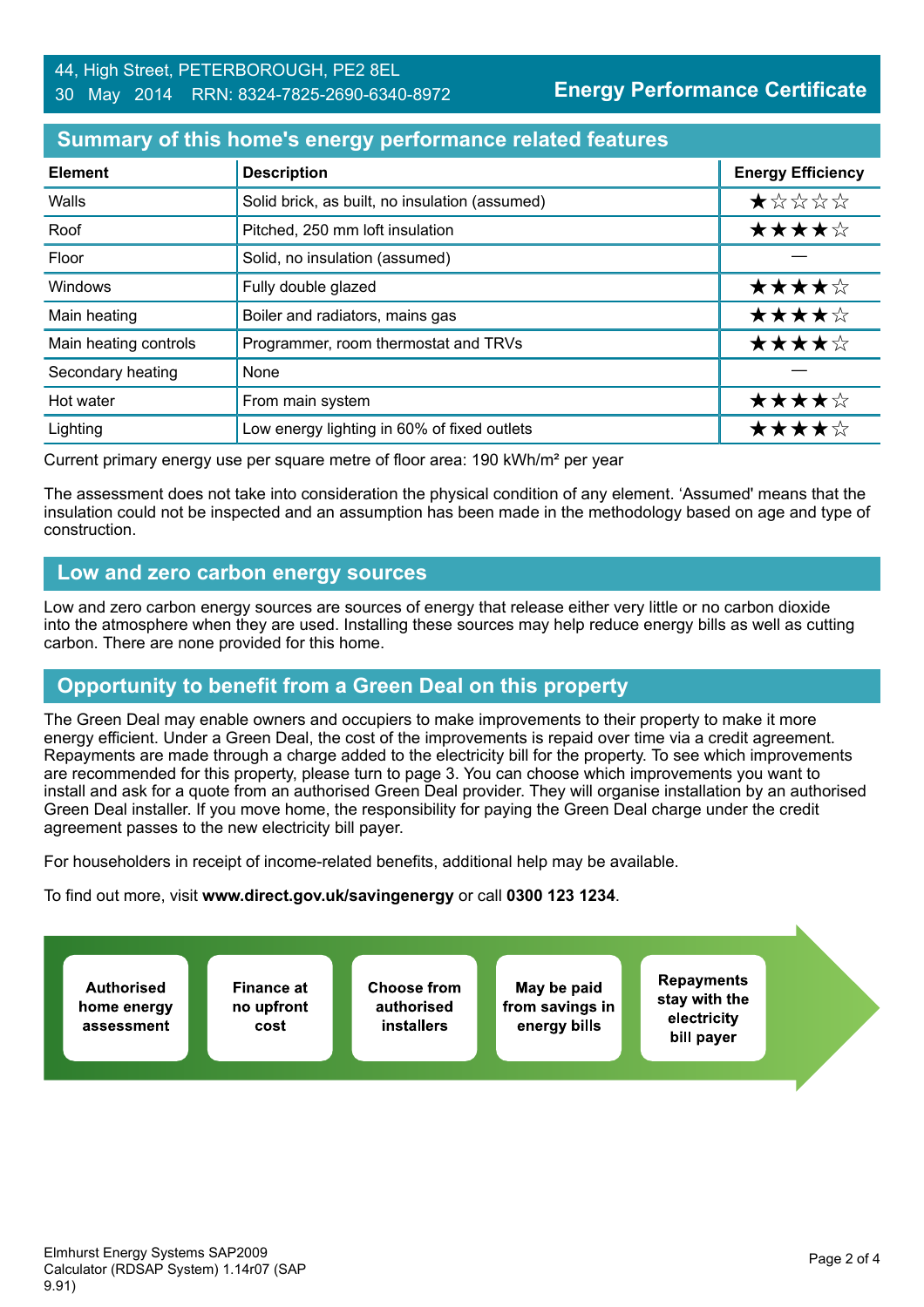44, High Street, PETERBOROUGH, PE2 8EL
30 May 2014 RRN: 8324-7825-2690-6340-8972

**Energy Performance Certificate**

## Summary of this home's energy performance related features

| Element | Description | Energy Efficiency |
|---|---|---|
| Walls | Solid brick, as built, no insulation (assumed) | ★☆☆☆☆ |
| Roof | Pitched, 250 mm loft insulation | ★★★★☆ |
| Floor | Solid, no insulation (assumed) | — |
| Windows | Fully double glazed | ★★★★☆ |
| Main heating | Boiler and radiators, mains gas | ★★★★☆ |
| Main heating controls | Programmer, room thermostat and TRVs | ★★★★☆ |
| Secondary heating | None | — |
| Hot water | From main system | ★★★★☆ |
| Lighting | Low energy lighting in 60% of fixed outlets | ★★★★☆ |

Current primary energy use per square metre of floor area: 190 kWh/m² per year

The assessment does not take into consideration the physical condition of any element. 'Assumed' means that the insulation could not be inspected and an assumption has been made in the methodology based on age and type of construction.

## Low and zero carbon energy sources

Low and zero carbon energy sources are sources of energy that release either very little or no carbon dioxide into the atmosphere when they are used. Installing these sources may help reduce energy bills as well as cutting carbon. There are none provided for this home.

## Opportunity to benefit from a Green Deal on this property

The Green Deal may enable owners and occupiers to make improvements to their property to make it more energy efficient. Under a Green Deal, the cost of the improvements is repaid over time via a credit agreement. Repayments are made through a charge added to the electricity bill for the property. To see which improvements are recommended for this property, please turn to page 3. You can choose which improvements you want to install and ask for a quote from an authorised Green Deal provider. They will organise installation by an authorised Green Deal installer. If you move home, the responsibility for paying the Green Deal charge under the credit agreement passes to the new electricity bill payer.

For householders in receipt of income-related benefits, additional help may be available.

To find out more, visit **www.direct.gov.uk/savingenergy** or call **0300 123 1234**.

**Authorised home energy assessment** → **Finance at no upfront cost** → **Choose from authorised installers** → **May be paid from savings in energy bills** → **Repayments stay with the electricity bill payer**

Elmhurst Energy Systems SAP2009 Calculator (RDSAP System) 1.14r07 (SAP 9.91)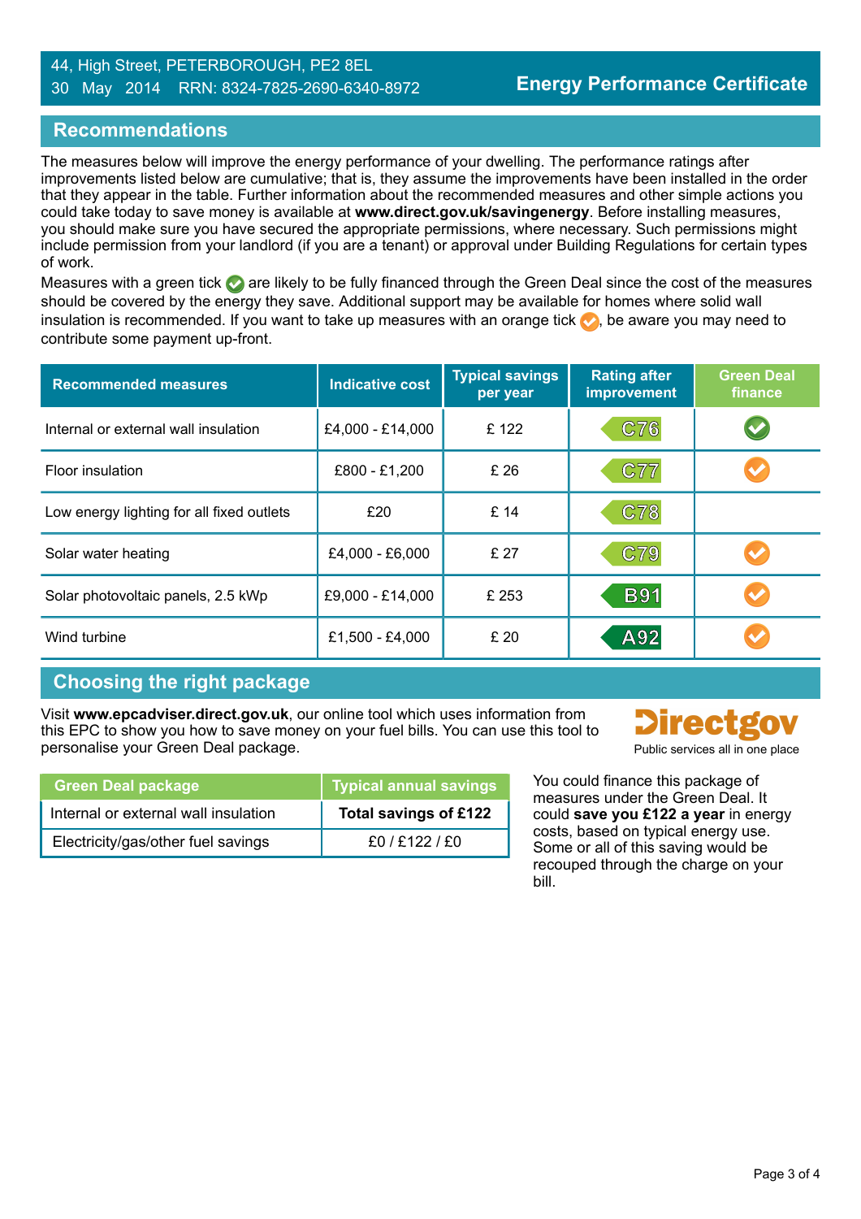44, High Street, PETERBOROUGH, PE2 8EL
30 May 2014 RRN: 8324-7825-2690-6340-8972

**Energy Performance Certificate**

## Recommendations

The measures below will improve the energy performance of your dwelling. The performance ratings after improvements listed below are cumulative; that is, they assume the improvements have been installed in the order that they appear in the table. Further information about the recommended measures and other simple actions you could take today to save money is available at **www.direct.gov.uk/savingenergy**. Before installing measures, you should make sure you have secured the appropriate permissions, where necessary. Such permissions might include permission from your landlord (if you are a tenant) or approval under Building Regulations for certain types of work.

Measures with a green tick ✔ are likely to be fully financed through the Green Deal since the cost of the measures should be covered by the energy they save. Additional support may be available for homes where solid wall insulation is recommended. If you want to take up measures with an orange tick ✔, be aware you may need to contribute some payment up-front.

| Recommended measures | Indicative cost | Typical savings per year | Rating after improvement | Green Deal finance |
|---|---|---|---|---|
| Internal or external wall insulation | £4,000 - £14,000 | £ 122 | C76 | ✔ (green) |
| Floor insulation | £800 - £1,200 | £ 26 | C77 | ✔ (orange) |
| Low energy lighting for all fixed outlets | £20 | £ 14 | C78 | |
| Solar water heating | £4,000 - £6,000 | £ 27 | C79 | ✔ (orange) |
| Solar photovoltaic panels, 2.5 kWp | £9,000 - £14,000 | £ 253 | B91 | ✔ (orange) |
| Wind turbine | £1,500 - £4,000 | £ 20 | A92 | ✔ (orange) |

## Choosing the right package

Visit **www.epcadviser.direct.gov.uk**, our online tool which uses information from this EPC to show you how to save money on your fuel bills. You can use this tool to personalise your Green Deal package.

Directgov
Public services all in one place

| Green Deal package | Typical annual savings |
|---|---|
| Internal or external wall insulation | **Total savings of £122** |
| Electricity/gas/other fuel savings | £0 / £122 / £0 |

You could finance this package of measures under the Green Deal. It could **save you £122 a year** in energy costs, based on typical energy use. Some or all of this saving would be recouped through the charge on your bill.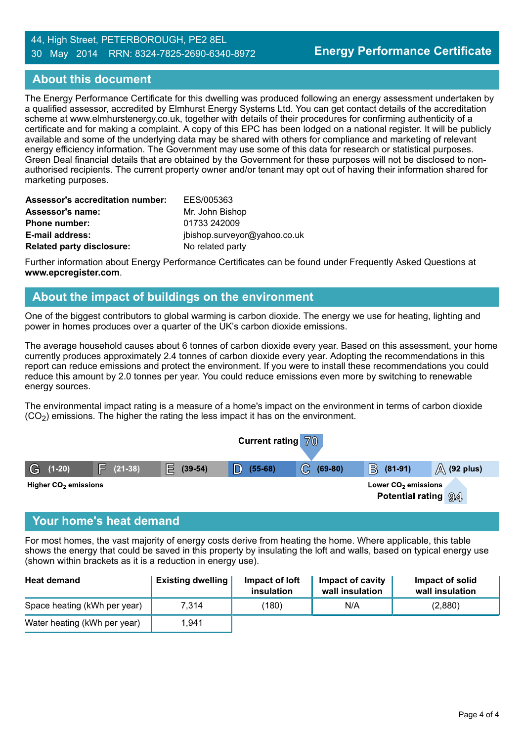44, High Street, PETERBOROUGH, PE2 8EL
30 May 2014 RRN: 8324-7825-2690-6340-8972

**Energy Performance Certificate**

## About this document

The Energy Performance Certificate for this dwelling was produced following an energy assessment undertaken by a qualified assessor, accredited by Elmhurst Energy Systems Ltd. You can get contact details of the accreditation scheme at www.elmhurstenergy.co.uk, together with details of their procedures for confirming authenticity of a certificate and for making a complaint. A copy of this EPC has been lodged on a national register. It will be publicly available and some of the underlying data may be shared with others for compliance and marketing of relevant energy efficiency information. The Government may use some of this data for research or statistical purposes. Green Deal financial details that are obtained by the Government for these purposes will not be disclosed to non-authorised recipients. The current property owner and/or tenant may opt out of having their information shared for marketing purposes.

| | |
|---|---|
| **Assessor's accreditation number:** | EES/005363 |
| **Assessor's name:** | Mr. John Bishop |
| **Phone number:** | 01733 242009 |
| **E-mail address:** | jbishop.surveyor@yahoo.co.uk |
| **Related party disclosure:** | No related party |

Further information about Energy Performance Certificates can be found under Frequently Asked Questions at **www.epcregister.com**.

## About the impact of buildings on the environment

One of the biggest contributors to global warming is carbon dioxide. The energy we use for heating, lighting and power in homes produces over a quarter of the UK's carbon dioxide emissions.

The average household causes about 6 tonnes of carbon dioxide every year. Based on this assessment, your home currently produces approximately 2.4 tonnes of carbon dioxide every year. Adopting the recommendations in this report can reduce emissions and protect the environment. If you were to install these recommendations you could reduce this amount by 2.0 tonnes per year. You could reduce emissions even more by switching to renewable energy sources.

The environmental impact rating is a measure of a home's impact on the environment in terms of carbon dioxide ($CO_2$) emissions. The higher the rating the less impact it has on the environment.

Current rating 70

G (1-20) F (21-38) E (39-54) D (55-68) C (69-80) B (81-91) A (92 plus)

Higher $CO_2$ emissions

Lower $CO_2$ emissions

Potential rating 94

## Your home's heat demand

For most homes, the vast majority of energy costs derive from heating the home. Where applicable, this table shows the energy that could be saved in this property by insulating the loft and walls, based on typical energy use (shown within brackets as it is a reduction in energy use).

| Heat demand | Existing dwelling | Impact of loft insulation | Impact of cavity wall insulation | Impact of solid wall insulation |
|---|---|---|---|---|
| Space heating (kWh per year) | 7,314 | (180) | N/A | (2,880) |
| Water heating (kWh per year) | 1,941 | | | |